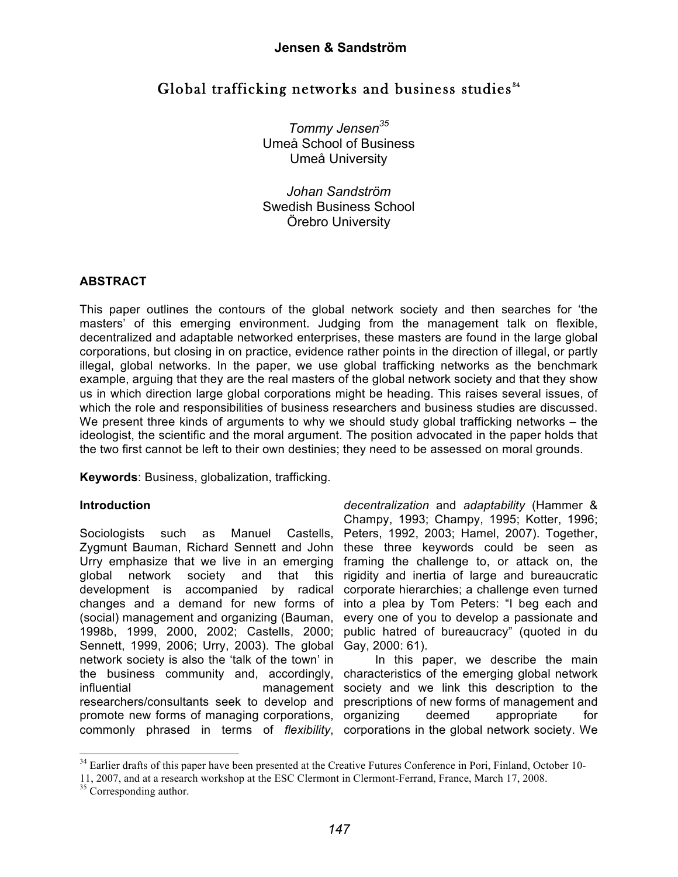# Global trafficking networks and business studies[34]

*Tommy Jensen*[35]
Umeå School of Business
Umeå University

*Johan Sandström*
Swedish Business School
Örebro University

## ABSTRACT

This paper outlines the contours of the global network society and then searches for 'the masters' of this emerging environment. Judging from the management talk on flexible, decentralized and adaptable networked enterprises, these masters are found in the large global corporations, but closing in on practice, evidence rather points in the direction of illegal, or partly illegal, global networks. In the paper, we use global trafficking networks as the benchmark example, arguing that they are the real masters of the global network society and that they show us in which direction large global corporations might be heading. This raises several issues, of which the role and responsibilities of business researchers and business studies are discussed. We present three kinds of arguments to why we should study global trafficking networks – the ideologist, the scientific and the moral argument. The position advocated in the paper holds that the two first cannot be left to their own destinies; they need to be assessed on moral grounds.

**Keywords**: Business, globalization, trafficking.

## Introduction

Sociologists such as Manuel Castells, Zygmunt Bauman, Richard Sennett and John Urry emphasize that we live in an emerging global network society and that this development is accompanied by radical changes and a demand for new forms of (social) management and organizing (Bauman, 1998b, 1999, 2000, 2002; Castells, 2000; Sennett, 1999, 2006; Urry, 2003). The global network society is also the 'talk of the town' in the business community and, accordingly, influential management researchers/consultants seek to develop and promote new forms of managing corporations, commonly phrased in terms of *flexibility*, *decentralization* and *adaptability* (Hammer & Champy, 1993; Champy, 1995; Kotter, 1996; Peters, 1992, 2003; Hamel, 2007). Together, these three keywords could be seen as framing the challenge to, or attack on, the rigidity and inertia of large and bureaucratic corporate hierarchies; a challenge even turned into a plea by Tom Peters: "I beg each and every one of you to develop a passionate and public hatred of bureaucracy" (quoted in du Gay, 2000: 61).

In this paper, we describe the main characteristics of the emerging global network society and we link this description to the prescriptions of new forms of management and organizing deemed appropriate for corporations in the global network society. We

---

[34] Earlier drafts of this paper have been presented at the Creative Futures Conference in Pori, Finland, October 10-11, 2007, and at a research workshop at the ESC Clermont in Clermont-Ferrand, France, March 17, 2008.

[35] Corresponding author.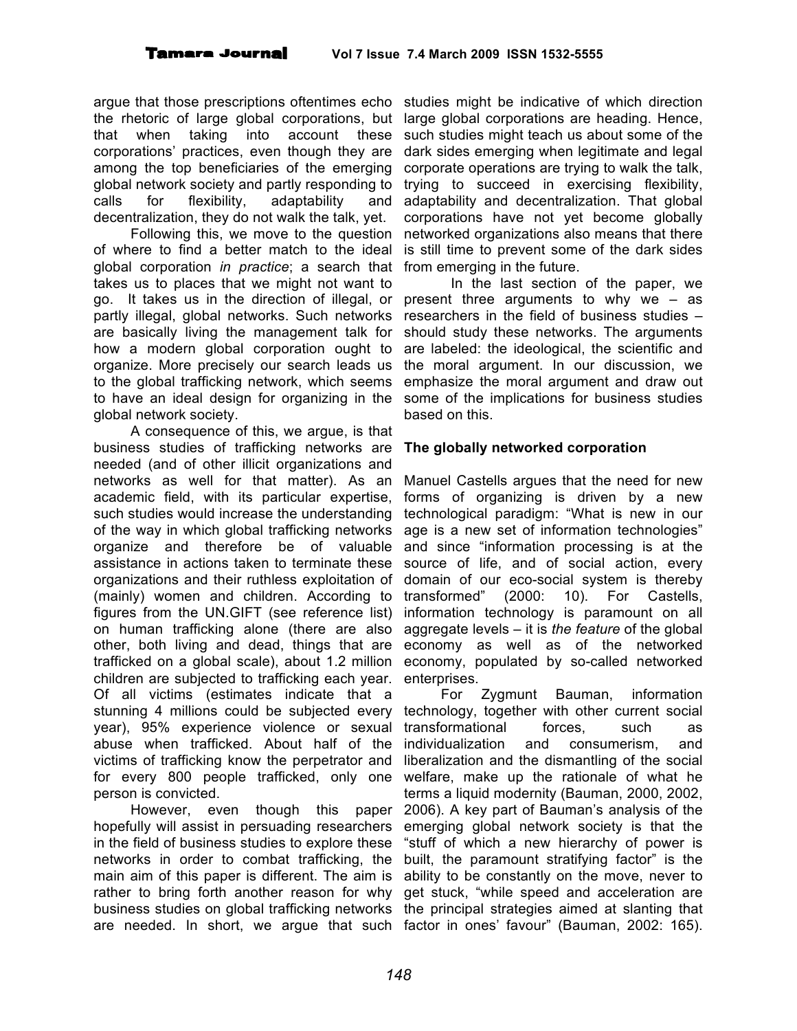argue that those prescriptions oftentimes echo the rhetoric of large global corporations, but that when taking into account these corporations' practices, even though they are among the top beneficiaries of the emerging global network society and partly responding to calls for flexibility, adaptability and decentralization, they do not walk the talk, yet.

Following this, we move to the question of where to find a better match to the ideal global corporation *in practice*; a search that takes us to places that we might not want to go. It takes us in the direction of illegal, or partly illegal, global networks. Such networks are basically living the management talk for how a modern global corporation ought to organize. More precisely our search leads us to the global trafficking network, which seems to have an ideal design for organizing in the global network society.

A consequence of this, we argue, is that business studies of trafficking networks are needed (and of other illicit organizations and networks as well for that matter). As an academic field, with its particular expertise, such studies would increase the understanding of the way in which global trafficking networks organize and therefore be of valuable assistance in actions taken to terminate these organizations and their ruthless exploitation of (mainly) women and children. According to figures from the UN.GIFT (see reference list) on human trafficking alone (there are also other, both living and dead, things that are trafficked on a global scale), about 1.2 million children are subjected to trafficking each year. Of all victims (estimates indicate that a stunning 4 millions could be subjected every year), 95% experience violence or sexual abuse when trafficked. About half of the victims of trafficking know the perpetrator and for every 800 people trafficked, only one person is convicted.

However, even though this paper hopefully will assist in persuading researchers in the field of business studies to explore these networks in order to combat trafficking, the main aim of this paper is different. The aim is rather to bring forth another reason for why business studies on global trafficking networks are needed. In short, we argue that such studies might be indicative of which direction large global corporations are heading. Hence, such studies might teach us about some of the dark sides emerging when legitimate and legal corporate operations are trying to walk the talk, trying to succeed in exercising flexibility, adaptability and decentralization. That global corporations have not yet become globally networked organizations also means that there is still time to prevent some of the dark sides from emerging in the future.

In the last section of the paper, we present three arguments to why we – as researchers in the field of business studies – should study these networks. The arguments are labeled: the ideological, the scientific and the moral argument. In our discussion, we emphasize the moral argument and draw out some of the implications for business studies based on this.

## The globally networked corporation

Manuel Castells argues that the need for new forms of organizing is driven by a new technological paradigm: "What is new in our age is a new set of information technologies" and since "information processing is at the source of life, and of social action, every domain of our eco-social system is thereby transformed" (2000: 10). For Castells, information technology is paramount on all aggregate levels – it is *the feature* of the global economy as well as of the networked economy, populated by so-called networked enterprises.

For Zygmunt Bauman, information technology, together with other current social transformational forces, such as individualization and consumerism, and liberalization and the dismantling of the social welfare, make up the rationale of what he terms a liquid modernity (Bauman, 2000, 2002, 2006). A key part of Bauman's analysis of the emerging global network society is that the "stuff of which a new hierarchy of power is built, the paramount stratifying factor" is the ability to be constantly on the move, never to get stuck, "while speed and acceleration are the principal strategies aimed at slanting that factor in ones' favour" (Bauman, 2002: 165).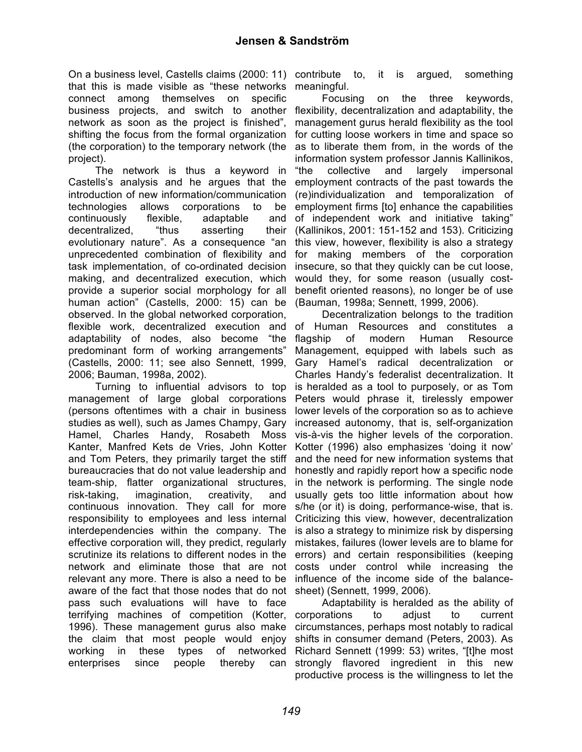On a business level, Castells claims (2000: 11) that this is made visible as "these networks connect among themselves on specific business projects, and switch to another network as soon as the project is finished", shifting the focus from the formal organization (the corporation) to the temporary network (the project).

The network is thus a keyword in Castells's analysis and he argues that the introduction of new information/communication technologies allows corporations to be continuously flexible, adaptable and decentralized, "thus asserting their evolutionary nature". As a consequence "an unprecedented combination of flexibility and task implementation, of co-ordinated decision making, and decentralized execution, which provide a superior social morphology for all human action" (Castells, 2000: 15) can be observed. In the global networked corporation, flexible work, decentralized execution and adaptability of nodes, also become "the predominant form of working arrangements" (Castells, 2000: 11; see also Sennett, 1999, 2006; Bauman, 1998a, 2002).

Turning to influential advisors to top management of large global corporations (persons oftentimes with a chair in business studies as well), such as James Champy, Gary Hamel, Charles Handy, Rosabeth Moss Kanter, Manfred Kets de Vries, John Kotter and Tom Peters, they primarily target the stiff bureaucracies that do not value leadership and team-ship, flatter organizational structures, risk-taking, imagination, creativity, and continuous innovation. They call for more responsibility to employees and less internal interdependencies within the company. The effective corporation will, they predict, regularly scrutinize its relations to different nodes in the network and eliminate those that are not relevant any more. There is also a need to be aware of the fact that those nodes that do not pass such evaluations will have to face terrifying machines of competition (Kotter, 1996). These management gurus also make the claim that most people would enjoy working in these types of networked enterprises since people thereby can contribute to, it is argued, something meaningful.

Focusing on the three keywords, flexibility, decentralization and adaptability, the management gurus herald flexibility as the tool for cutting loose workers in time and space so as to liberate them from, in the words of the information system professor Jannis Kallinikos, "the collective and largely impersonal employment contracts of the past towards the (re)individualization and temporalization of employment firms [to] enhance the capabilities of independent work and initiative taking" (Kallinikos, 2001: 151-152 and 153). Criticizing this view, however, flexibility is also a strategy for making members of the corporation insecure, so that they quickly can be cut loose, would they, for some reason (usually cost-benefit oriented reasons), no longer be of use (Bauman, 1998a; Sennett, 1999, 2006).

Decentralization belongs to the tradition of Human Resources and constitutes a flagship of modern Human Resource Management, equipped with labels such as Gary Hamel's radical decentralization or Charles Handy's federalist decentralization. It is heralded as a tool to purposely, or as Tom Peters would phrase it, tirelessly empower lower levels of the corporation so as to achieve increased autonomy, that is, self-organization vis-à-vis the higher levels of the corporation. Kotter (1996) also emphasizes 'doing it now' and the need for new information systems that honestly and rapidly report how a specific node in the network is performing. The single node usually gets too little information about how s/he (or it) is doing, performance-wise, that is. Criticizing this view, however, decentralization is also a strategy to minimize risk by dispersing mistakes, failures (lower levels are to blame for errors) and certain responsibilities (keeping costs under control while increasing the influence of the income side of the balance-sheet) (Sennett, 1999, 2006).

Adaptability is heralded as the ability of corporations to adjust to current circumstances, perhaps most notably to radical shifts in consumer demand (Peters, 2003). As Richard Sennett (1999: 53) writes, "[t]he most strongly flavored ingredient in this new productive process is the willingness to let the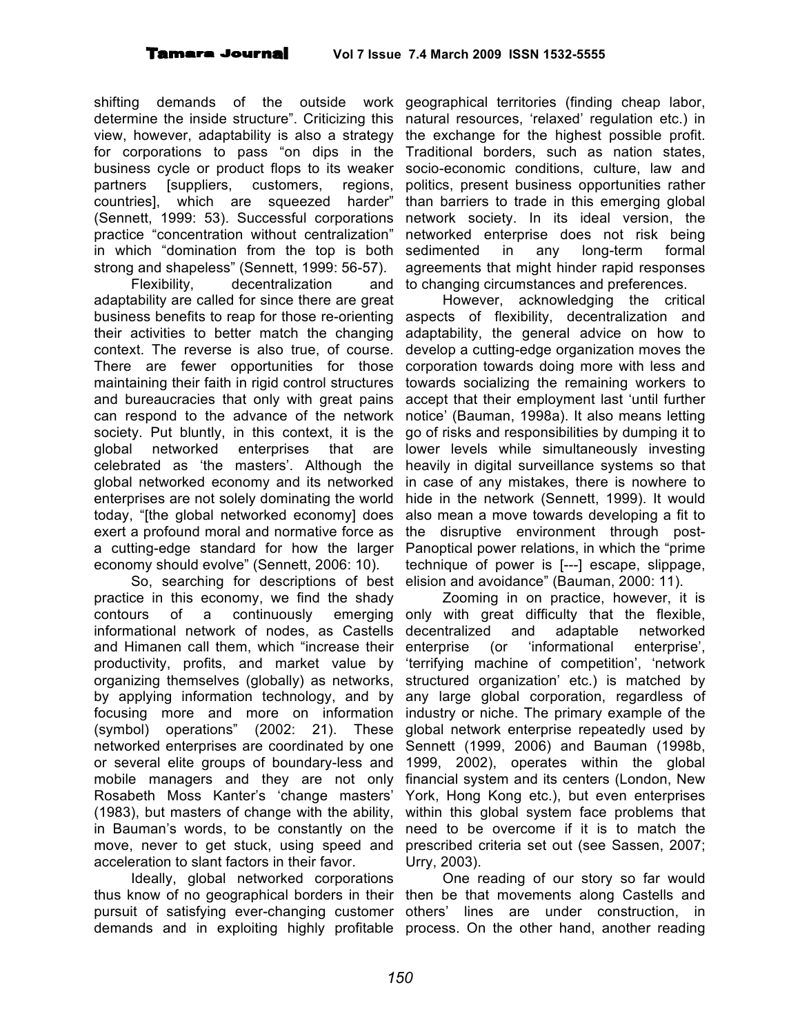shifting demands of the outside work determine the inside structure". Criticizing this view, however, adaptability is also a strategy for corporations to pass "on dips in the business cycle or product flops to its weaker partners [suppliers, customers, regions, countries], which are squeezed harder" (Sennett, 1999: 53). Successful corporations practice "concentration without centralization" in which "domination from the top is both strong and shapeless" (Sennett, 1999: 56-57).

Flexibility, decentralization and adaptability are called for since there are great business benefits to reap for those re-orienting their activities to better match the changing context. The reverse is also true, of course. There are fewer opportunities for those maintaining their faith in rigid control structures and bureaucracies that only with great pains can respond to the advance of the network society. Put bluntly, in this context, it is the global networked enterprises that are celebrated as 'the masters'. Although the global networked economy and its networked enterprises are not solely dominating the world today, "[the global networked economy] does exert a profound moral and normative force as a cutting-edge standard for how the larger economy should evolve" (Sennett, 2006: 10).

So, searching for descriptions of best practice in this economy, we find the shady contours of a continuously emerging informational network of nodes, as Castells and Himanen call them, which "increase their productivity, profits, and market value by organizing themselves (globally) as networks, by applying information technology, and by focusing more and more on information (symbol) operations" (2002: 21). These networked enterprises are coordinated by one or several elite groups of boundary-less and mobile managers and they are not only Rosabeth Moss Kanter's 'change masters' (1983), but masters of change with the ability, in Bauman's words, to be constantly on the move, never to get stuck, using speed and acceleration to slant factors in their favor.

Ideally, global networked corporations thus know of no geographical borders in their pursuit of satisfying ever-changing customer demands and in exploiting highly profitable geographical territories (finding cheap labor, natural resources, 'relaxed' regulation etc.) in the exchange for the highest possible profit. Traditional borders, such as nation states, socio-economic conditions, culture, law and politics, present business opportunities rather than barriers to trade in this emerging global network society. In its ideal version, the networked enterprise does not risk being sedimented in any long-term formal agreements that might hinder rapid responses to changing circumstances and preferences.

However, acknowledging the critical aspects of flexibility, decentralization and adaptability, the general advice on how to develop a cutting-edge organization moves the corporation towards doing more with less and towards socializing the remaining workers to accept that their employment last 'until further notice' (Bauman, 1998a). It also means letting go of risks and responsibilities by dumping it to lower levels while simultaneously investing heavily in digital surveillance systems so that in case of any mistakes, there is nowhere to hide in the network (Sennett, 1999). It would also mean a move towards developing a fit to the disruptive environment through post-Panoptical power relations, in which the "prime technique of power is [---] escape, slippage, elision and avoidance" (Bauman, 2000: 11).

Zooming in on practice, however, it is only with great difficulty that the flexible, decentralized and adaptable networked enterprise (or 'informational enterprise', 'terrifying machine of competition', 'network structured organization' etc.) is matched by any large global corporation, regardless of industry or niche. The primary example of the global network enterprise repeatedly used by Sennett (1999, 2006) and Bauman (1998b, 1999, 2002), operates within the global financial system and its centers (London, New York, Hong Kong etc.), but even enterprises within this global system face problems that need to be overcome if it is to match the prescribed criteria set out (see Sassen, 2007; Urry, 2003).

One reading of our story so far would then be that movements along Castells and others' lines are under construction, in process. On the other hand, another reading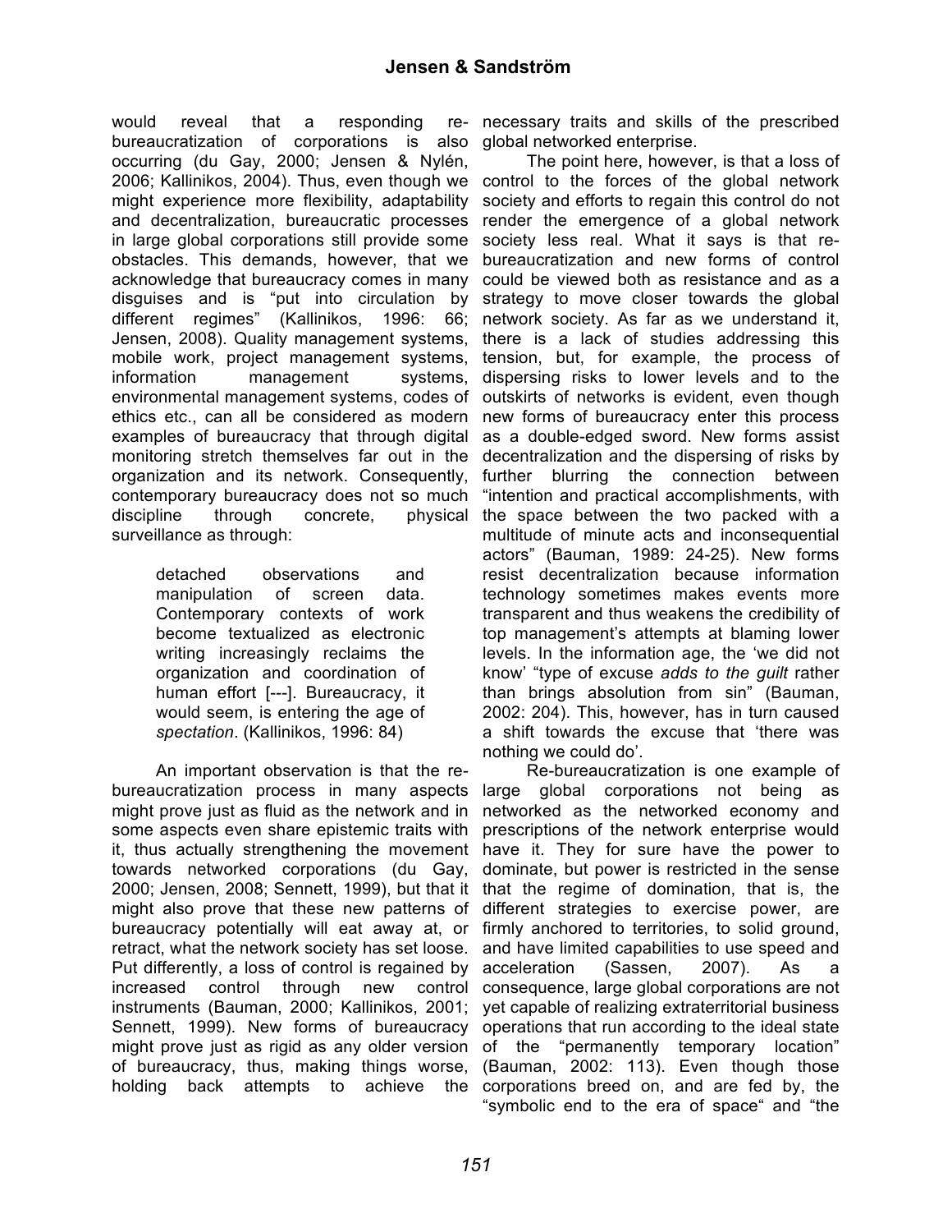would reveal that a responding re-bureaucratization of corporations is also occurring (du Gay, 2000; Jensen & Nylén, 2006; Kallinikos, 2004). Thus, even though we might experience more flexibility, adaptability and decentralization, bureaucratic processes in large global corporations still provide some obstacles. This demands, however, that we acknowledge that bureaucracy comes in many disguises and is "put into circulation by different regimes" (Kallinikos, 1996: 66; Jensen, 2008). Quality management systems, mobile work, project management systems, information management systems, environmental management systems, codes of ethics etc., can all be considered as modern examples of bureaucracy that through digital monitoring stretch themselves far out in the organization and its network. Consequently, contemporary bureaucracy does not so much discipline through concrete, physical surveillance as through:

> detached observations and manipulation of screen data. Contemporary contexts of work become textualized as electronic writing increasingly reclaims the organization and coordination of human effort [---]. Bureaucracy, it would seem, is entering the age of *spectation*. (Kallinikos, 1996: 84)

An important observation is that the re-bureaucratization process in many aspects might prove just as fluid as the network and in some aspects even share epistemic traits with it, thus actually strengthening the movement towards networked corporations (du Gay, 2000; Jensen, 2008; Sennett, 1999), but that it might also prove that these new patterns of bureaucracy potentially will eat away at, or retract, what the network society has set loose. Put differently, a loss of control is regained by increased control through new control instruments (Bauman, 2000; Kallinikos, 2001; Sennett, 1999). New forms of bureaucracy might prove just as rigid as any older version of bureaucracy, thus, making things worse, holding back attempts to achieve the necessary traits and skills of the prescribed global networked enterprise.

The point here, however, is that a loss of control to the forces of the global network society and efforts to regain this control do not render the emergence of a global network society less real. What it says is that re-bureaucratization and new forms of control could be viewed both as resistance and as a strategy to move closer towards the global network society. As far as we understand it, there is a lack of studies addressing this tension, but, for example, the process of dispersing risks to lower levels and to the outskirts of networks is evident, even though new forms of bureaucracy enter this process as a double-edged sword. New forms assist decentralization and the dispersing of risks by further blurring the connection between "intention and practical accomplishments, with the space between the two packed with a multitude of minute acts and inconsequential actors" (Bauman, 1989: 24-25). New forms resist decentralization because information technology sometimes makes events more transparent and thus weakens the credibility of top management's attempts at blaming lower levels. In the information age, the 'we did not know' "type of excuse *adds to the guilt* rather than brings absolution from sin" (Bauman, 2002: 204). This, however, has in turn caused a shift towards the excuse that 'there was nothing we could do'.

Re-bureaucratization is one example of large global corporations not being as networked as the networked economy and prescriptions of the network enterprise would have it. They for sure have the power to dominate, but power is restricted in the sense that the regime of domination, that is, the different strategies to exercise power, are firmly anchored to territories, to solid ground, and have limited capabilities to use speed and acceleration (Sassen, 2007). As a consequence, large global corporations are not yet capable of realizing extraterritorial business operations that run according to the ideal state of the "permanently temporary location" (Bauman, 2002: 113). Even though those corporations breed on, and are fed by, the "symbolic end to the era of space" and "the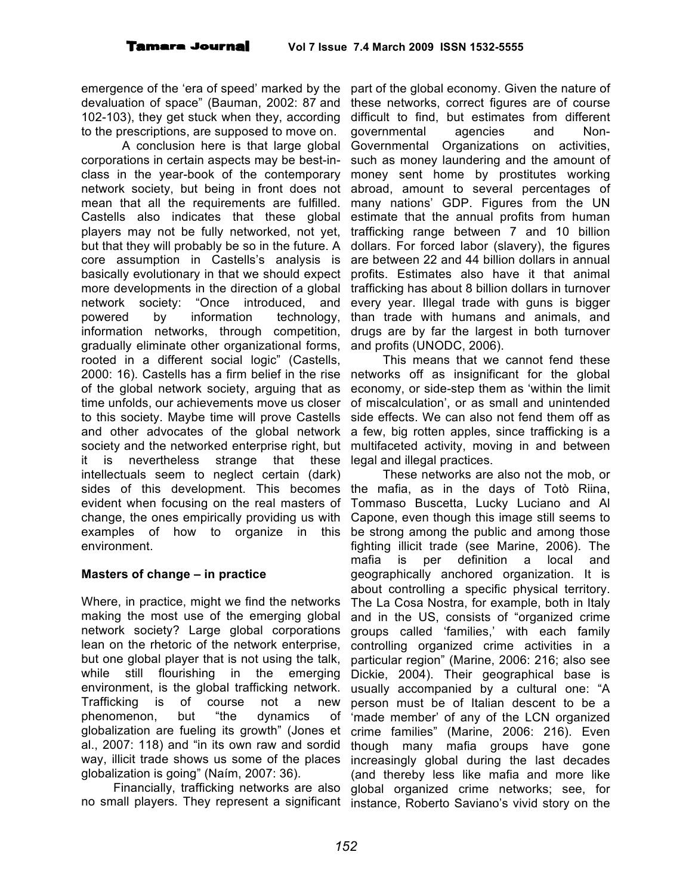emergence of the 'era of speed' marked by the devaluation of space" (Bauman, 2002: 87 and 102-103), they get stuck when they, according to the prescriptions, are supposed to move on.

A conclusion here is that large global corporations in certain aspects may be best-in-class in the year-book of the contemporary network society, but being in front does not mean that all the requirements are fulfilled. Castells also indicates that these global players may not be fully networked, not yet, but that they will probably be so in the future. A core assumption in Castells's analysis is basically evolutionary in that we should expect more developments in the direction of a global network society: "Once introduced, and powered by information technology, information networks, through competition, gradually eliminate other organizational forms, rooted in a different social logic" (Castells, 2000: 16). Castells has a firm belief in the rise of the global network society, arguing that as time unfolds, our achievements move us closer to this society. Maybe time will prove Castells and other advocates of the global network society and the networked enterprise right, but it is nevertheless strange that these intellectuals seem to neglect certain (dark) sides of this development. This becomes evident when focusing on the real masters of change, the ones empirically providing us with examples of how to organize in this environment.

## Masters of change – in practice

Where, in practice, might we find the networks making the most use of the emerging global network society? Large global corporations lean on the rhetoric of the network enterprise, but one global player that is not using the talk, while still flourishing in the emerging environment, is the global trafficking network. Trafficking is of course not a new phenomenon, but "the dynamics of globalization are fueling its growth" (Jones et al., 2007: 118) and "in its own raw and sordid way, illicit trade shows us some of the places globalization is going" (Naím, 2007: 36).

Financially, trafficking networks are also no small players. They represent a significant part of the global economy. Given the nature of these networks, correct figures are of course difficult to find, but estimates from different governmental agencies and Non-Governmental Organizations on activities, such as money laundering and the amount of money sent home by prostitutes working abroad, amount to several percentages of many nations' GDP. Figures from the UN estimate that the annual profits from human trafficking range between 7 and 10 billion dollars. For forced labor (slavery), the figures are between 22 and 44 billion dollars in annual profits. Estimates also have it that animal trafficking has about 8 billion dollars in turnover every year. Illegal trade with guns is bigger than trade with humans and animals, and drugs are by far the largest in both turnover and profits (UNODC, 2006).

This means that we cannot fend these networks off as insignificant for the global economy, or side-step them as 'within the limit of miscalculation', or as small and unintended side effects. We can also not fend them off as a few, big rotten apples, since trafficking is a multifaceted activity, moving in and between legal and illegal practices.

These networks are also not the mob, or the mafia, as in the days of Totò Riina, Tommaso Buscetta, Lucky Luciano and Al Capone, even though this image still seems to be strong among the public and among those fighting illicit trade (see Marine, 2006). The mafia is per definition a local and geographically anchored organization. It is about controlling a specific physical territory. The La Cosa Nostra, for example, both in Italy and in the US, consists of "organized crime groups called 'families,' with each family controlling organized crime activities in a particular region" (Marine, 2006: 216; also see Dickie, 2004). Their geographical base is usually accompanied by a cultural one: "A person must be of Italian descent to be a 'made member' of any of the LCN organized crime families" (Marine, 2006: 216). Even though many mafia groups have gone increasingly global during the last decades (and thereby less like mafia and more like global organized crime networks; see, for instance, Roberto Saviano's vivid story on the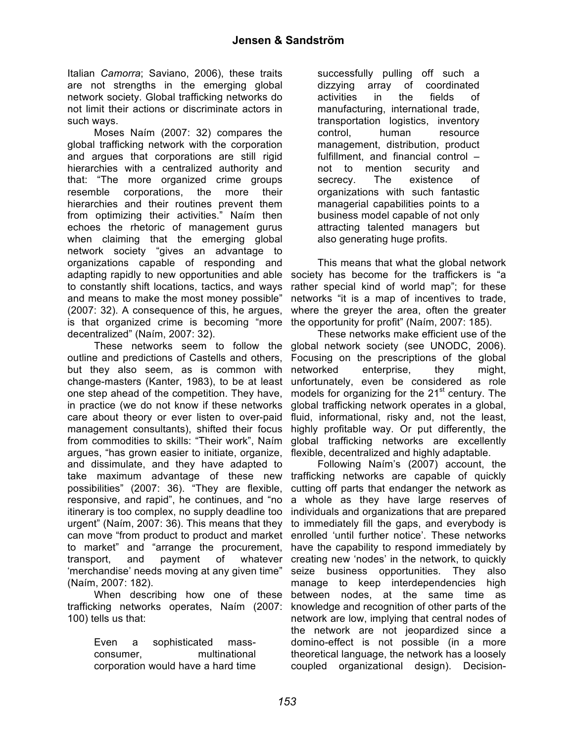Italian *Camorra*; Saviano, 2006), these traits are not strengths in the emerging global network society. Global trafficking networks do not limit their actions or discriminate actors in such ways.

Moses Naím (2007: 32) compares the global trafficking network with the corporation and argues that corporations are still rigid hierarchies with a centralized authority and that: "The more organized crime groups resemble corporations, the more their hierarchies and their routines prevent them from optimizing their activities." Naím then echoes the rhetoric of management gurus when claiming that the emerging global network society "gives an advantage to organizations capable of responding and adapting rapidly to new opportunities and able to constantly shift locations, tactics, and ways and means to make the most money possible" (2007: 32). A consequence of this, he argues, is that organized crime is becoming "more decentralized" (Naím, 2007: 32).

These networks seem to follow the outline and predictions of Castells and others, but they also seem, as is common with change-masters (Kanter, 1983), to be at least one step ahead of the competition. They have, in practice (we do not know if these networks care about theory or ever listen to over-paid management consultants), shifted their focus from commodities to skills: "Their work", Naím argues, "has grown easier to initiate, organize, and dissimulate, and they have adapted to take maximum advantage of these new possibilities" (2007: 36). "They are flexible, responsive, and rapid", he continues, and "no itinerary is too complex, no supply deadline too urgent" (Naím, 2007: 36). This means that they can move "from product to product and market to market" and "arrange the procurement, transport, and payment of whatever 'merchandise' needs moving at any given time" (Naím, 2007: 182).

When describing how one of these trafficking networks operates, Naím (2007: 100) tells us that:

> Even a sophisticated mass-consumer, multinational corporation would have a hard time successfully pulling off such a dizzying array of coordinated activities in the fields of manufacturing, international trade, transportation logistics, inventory control, human resource management, distribution, product fulfillment, and financial control – not to mention security and secrecy. The existence of organizations with such fantastic managerial capabilities points to a business model capable of not only attracting talented managers but also generating huge profits.

This means that what the global network society has become for the traffickers is "a rather special kind of world map"; for these networks "it is a map of incentives to trade, where the greyer the area, often the greater the opportunity for profit" (Naím, 2007: 185).

These networks make efficient use of the global network society (see UNODC, 2006). Focusing on the prescriptions of the global networked enterprise, they might, unfortunately, even be considered as role models for organizing for the 21st century. The global trafficking network operates in a global, fluid, informational, risky and, not the least, highly profitable way. Or put differently, the global trafficking networks are excellently flexible, decentralized and highly adaptable.

Following Naím's (2007) account, the trafficking networks are capable of quickly cutting off parts that endanger the network as a whole as they have large reserves of individuals and organizations that are prepared to immediately fill the gaps, and everybody is enrolled 'until further notice'. These networks have the capability to respond immediately by creating new 'nodes' in the network, to quickly seize business opportunities. They also manage to keep interdependencies high between nodes, at the same time as knowledge and recognition of other parts of the network are low, implying that central nodes of the network are not jeopardized since a domino-effect is not possible (in a more theoretical language, the network has a loosely coupled organizational design). Decision-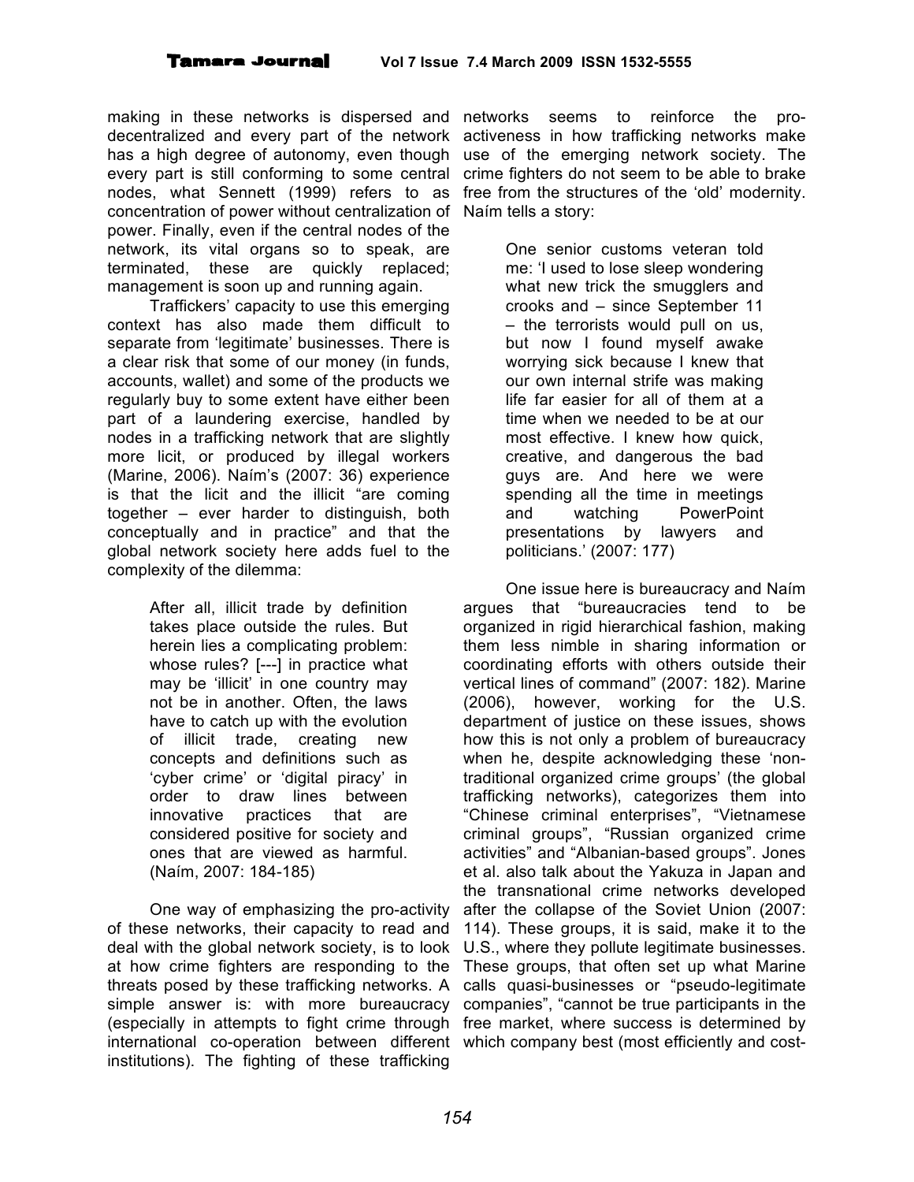making in these networks is dispersed and decentralized and every part of the network has a high degree of autonomy, even though every part is still conforming to some central nodes, what Sennett (1999) refers to as concentration of power without centralization of power. Finally, even if the central nodes of the network, its vital organs so to speak, are terminated, these are quickly replaced; management is soon up and running again.

Traffickers' capacity to use this emerging context has also made them difficult to separate from 'legitimate' businesses. There is a clear risk that some of our money (in funds, accounts, wallet) and some of the products we regularly buy to some extent have either been part of a laundering exercise, handled by nodes in a trafficking network that are slightly more licit, or produced by illegal workers (Marine, 2006). Naím's (2007: 36) experience is that the licit and the illicit "are coming together – ever harder to distinguish, both conceptually and in practice" and that the global network society here adds fuel to the complexity of the dilemma:

> After all, illicit trade by definition takes place outside the rules. But herein lies a complicating problem: whose rules? [---] in practice what may be 'illicit' in one country may not be in another. Often, the laws have to catch up with the evolution of illicit trade, creating new concepts and definitions such as 'cyber crime' or 'digital piracy' in order to draw lines between innovative practices that are considered positive for society and ones that are viewed as harmful. (Naím, 2007: 184-185)

One way of emphasizing the pro-activity of these networks, their capacity to read and deal with the global network society, is to look at how crime fighters are responding to the threats posed by these trafficking networks. A simple answer is: with more bureaucracy (especially in attempts to fight crime through international co-operation between different institutions). The fighting of these trafficking networks seems to reinforce the pro-activeness in how trafficking networks make use of the emerging network society. The crime fighters do not seem to be able to brake free from the structures of the 'old' modernity. Naím tells a story:

> One senior customs veteran told me: 'I used to lose sleep wondering what new trick the smugglers and crooks and – since September 11 – the terrorists would pull on us, but now I found myself awake worrying sick because I knew that our own internal strife was making life far easier for all of them at a time when we needed to be at our most effective. I knew how quick, creative, and dangerous the bad guys are. And here we were spending all the time in meetings and watching PowerPoint presentations by lawyers and politicians.' (2007: 177)

One issue here is bureaucracy and Naím argues that "bureaucracies tend to be organized in rigid hierarchical fashion, making them less nimble in sharing information or coordinating efforts with others outside their vertical lines of command" (2007: 182). Marine (2006), however, working for the U.S. department of justice on these issues, shows how this is not only a problem of bureaucracy when he, despite acknowledging these 'non-traditional organized crime groups' (the global trafficking networks), categorizes them into "Chinese criminal enterprises", "Vietnamese criminal groups", "Russian organized crime activities" and "Albanian-based groups". Jones et al. also talk about the Yakuza in Japan and the transnational crime networks developed after the collapse of the Soviet Union (2007: 114). These groups, it is said, make it to the U.S., where they pollute legitimate businesses. These groups, that often set up what Marine calls quasi-businesses or "pseudo-legitimate companies", "cannot be true participants in the free market, where success is determined by which company best (most efficiently and cost-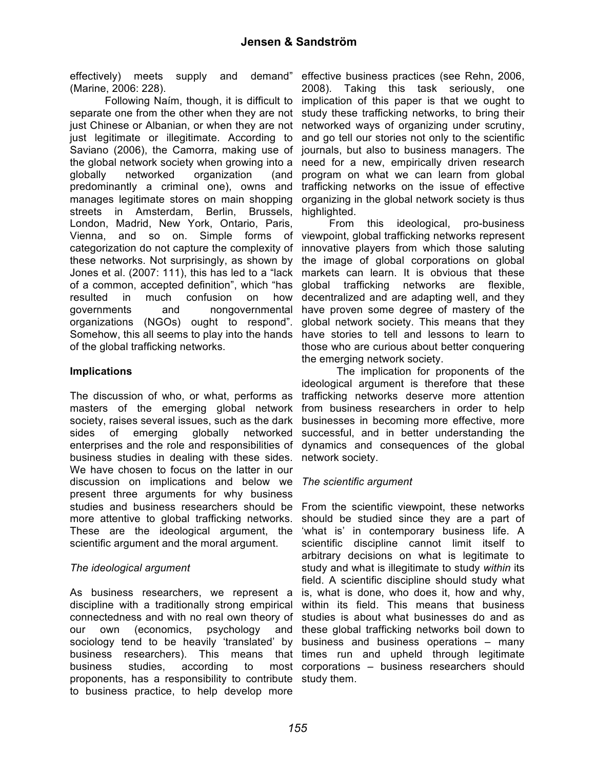effectively) meets supply and demand" (Marine, 2006: 228).

Following Naím, though, it is difficult to separate one from the other when they are not just Chinese or Albanian, or when they are not just legitimate or illegitimate. According to Saviano (2006), the Camorra, making use of the global network society when growing into a globally networked organization (and predominantly a criminal one), owns and manages legitimate stores on main shopping streets in Amsterdam, Berlin, Brussels, London, Madrid, New York, Ontario, Paris, Vienna, and so on. Simple forms of categorization do not capture the complexity of these networks. Not surprisingly, as shown by Jones et al. (2007: 111), this has led to a "lack of a common, accepted definition", which "has resulted in much confusion on how governments and nongovernmental organizations (NGOs) ought to respond". Somehow, this all seems to play into the hands of the global trafficking networks.

**Implications**

The discussion of who, or what, performs as masters of the emerging global network society, raises several issues, such as the dark sides of emerging globally networked enterprises and the role and responsibilities of business studies in dealing with these sides. We have chosen to focus on the latter in our discussion on implications and below we present three arguments for why business studies and business researchers should be more attentive to global trafficking networks. These are the ideological argument, the scientific argument and the moral argument.

*The ideological argument*

As business researchers, we represent a discipline with a traditionally strong empirical connectedness and with no real own theory of our own (economics, psychology and sociology tend to be heavily 'translated' by business researchers). This means that business studies, according to most proponents, has a responsibility to contribute to business practice, to help develop more effective business practices (see Rehn, 2006, 2008). Taking this task seriously, one implication of this paper is that we ought to study these trafficking networks, to bring their networked ways of organizing under scrutiny, and go tell our stories not only to the scientific journals, but also to business managers. The need for a new, empirically driven research program on what we can learn from global trafficking networks on the issue of effective organizing in the global network society is thus highlighted.

From this ideological, pro-business viewpoint, global trafficking networks represent innovative players from which those saluting the image of global corporations on global markets can learn. It is obvious that these global trafficking networks are flexible, decentralized and are adapting well, and they have proven some degree of mastery of the global network society. This means that they have stories to tell and lessons to learn to those who are curious about better conquering the emerging network society.

The implication for proponents of the ideological argument is therefore that these trafficking networks deserve more attention from business researchers in order to help businesses in becoming more effective, more successful, and in better understanding the dynamics and consequences of the global network society.

*The scientific argument*

From the scientific viewpoint, these networks should be studied since they are a part of 'what is' in contemporary business life. A scientific discipline cannot limit itself to arbitrary decisions on what is legitimate to study and what is illegitimate to study *within* its field. A scientific discipline should study what is, what is done, who does it, how and why, within its field. This means that business studies is about what businesses do and as these global trafficking networks boil down to business and business operations – many times run and upheld through legitimate corporations – business researchers should study them.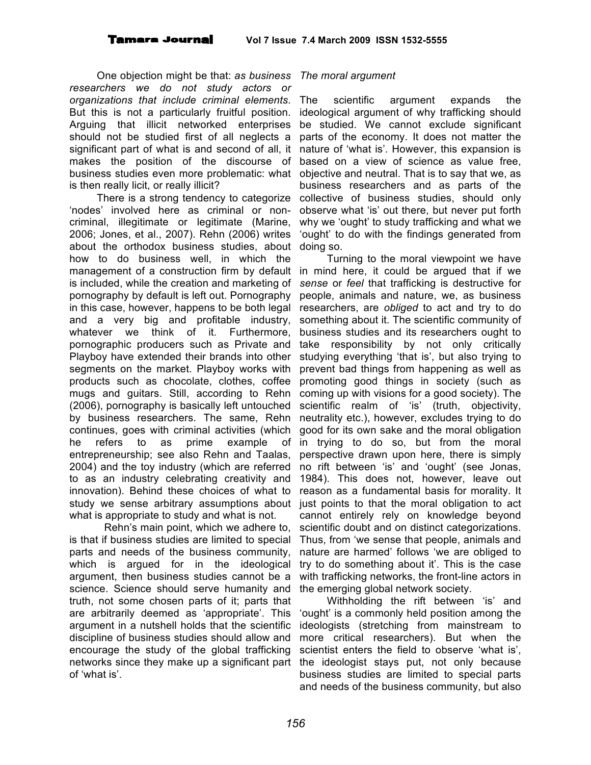One objection might be that: *as business researchers we do not study actors or organizations that include criminal elements*. But this is not a particularly fruitful position. Arguing that illicit networked enterprises should not be studied first of all neglects a significant part of what is and second of all, it makes the position of the discourse of business studies even more problematic: what is then really licit, or really illicit?

There is a strong tendency to categorize 'nodes' involved here as criminal or non-criminal, illegitimate or legitimate (Marine, 2006; Jones, et al., 2007). Rehn (2006) writes about the orthodox business studies, about how to do business well, in which the management of a construction firm by default is included, while the creation and marketing of pornography by default is left out. Pornography in this case, however, happens to be both legal and a very big and profitable industry, whatever we think of it. Furthermore, pornographic producers such as Private and Playboy have extended their brands into other segments on the market. Playboy works with products such as chocolate, clothes, coffee mugs and guitars. Still, according to Rehn (2006), pornography is basically left untouched by business researchers. The same, Rehn continues, goes with criminal activities (which he refers to as prime example of entrepreneurship; see also Rehn and Taalas, 2004) and the toy industry (which are referred to as an industry celebrating creativity and innovation). Behind these choices of what to study we sense arbitrary assumptions about what is appropriate to study and what is not.

Rehn's main point, which we adhere to, is that if business studies are limited to special parts and needs of the business community, which is argued for in the ideological argument, then business studies cannot be a science. Science should serve humanity and truth, not some chosen parts of it; parts that are arbitrarily deemed as 'appropriate'. This argument in a nutshell holds that the scientific discipline of business studies should allow and encourage the study of the global trafficking networks since they make up a significant part of 'what is'.

*The moral argument*

The scientific argument expands the ideological argument of why trafficking should be studied. We cannot exclude significant parts of the economy. It does not matter the nature of 'what is'. However, this expansion is based on a view of science as value free, objective and neutral. That is to say that we, as business researchers and as parts of the collective of business studies, should only observe what 'is' out there, but never put forth why we 'ought' to study trafficking and what we 'ought' to do with the findings generated from doing so.

Turning to the moral viewpoint we have in mind here, it could be argued that if we *sense* or *feel* that trafficking is destructive for people, animals and nature, we, as business researchers, are *obliged* to act and try to do something about it. The scientific community of business studies and its researchers ought to take responsibility by not only critically studying everything 'that is', but also trying to prevent bad things from happening as well as promoting good things in society (such as coming up with visions for a good society). The scientific realm of 'is' (truth, objectivity, neutrality etc.), however, excludes trying to do good for its own sake and the moral obligation in trying to do so, but from the moral perspective drawn upon here, there is simply no rift between 'is' and 'ought' (see Jonas, 1984). This does not, however, leave out reason as a fundamental basis for morality. It just points to that the moral obligation to act cannot entirely rely on knowledge beyond scientific doubt and on distinct categorizations. Thus, from 'we sense that people, animals and nature are harmed' follows 'we are obliged to try to do something about it'. This is the case with trafficking networks, the front-line actors in the emerging global network society.

Withholding the rift between 'is' and 'ought' is a commonly held position among the ideologists (stretching from mainstream to more critical researchers). But when the scientist enters the field to observe 'what is', the ideologist stays put, not only because business studies are limited to special parts and needs of the business community, but also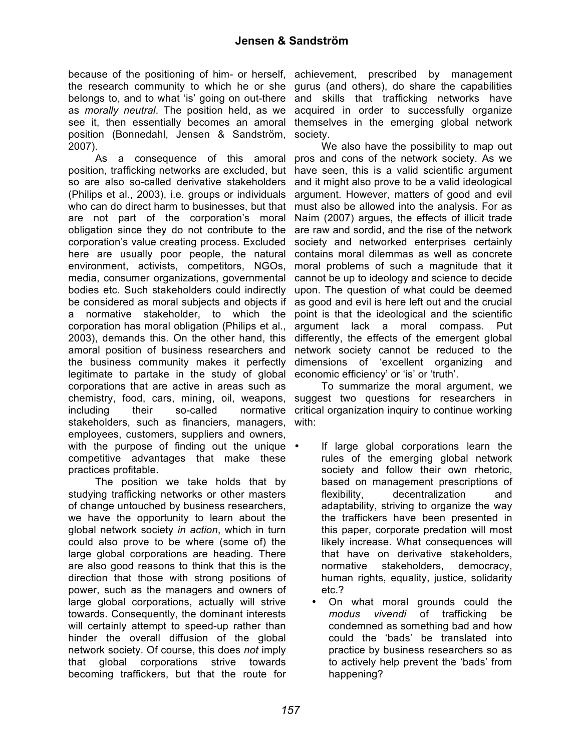because of the positioning of him- or herself, the research community to which he or she belongs to, and to what 'is' going on out-there as *morally neutral*. The position held, as we see it, then essentially becomes an amoral position (Bonnedahl, Jensen & Sandström, 2007).

As a consequence of this amoral position, trafficking networks are excluded, but so are also so-called derivative stakeholders (Philips et al., 2003), i.e. groups or individuals who can do direct harm to businesses, but that are not part of the corporation's moral obligation since they do not contribute to the corporation's value creating process. Excluded here are usually poor people, the natural environment, activists, competitors, NGOs, media, consumer organizations, governmental bodies etc. Such stakeholders could indirectly be considered as moral subjects and objects if a normative stakeholder, to which the corporation has moral obligation (Philips et al., 2003), demands this. On the other hand, this amoral position of business researchers and the business community makes it perfectly legitimate to partake in the study of global corporations that are active in areas such as chemistry, food, cars, mining, oil, weapons, including their so-called normative stakeholders, such as financiers, managers, employees, customers, suppliers and owners, with the purpose of finding out the unique competitive advantages that make these practices profitable.

The position we take holds that by studying trafficking networks or other masters of change untouched by business researchers, we have the opportunity to learn about the global network society *in action*, which in turn could also prove to be where (some of) the large global corporations are heading. There are also good reasons to think that this is the direction that those with strong positions of power, such as the managers and owners of large global corporations, actually will strive towards. Consequently, the dominant interests will certainly attempt to speed-up rather than hinder the overall diffusion of the global network society. Of course, this does *not* imply that global corporations strive towards becoming traffickers, but that the route for achievement, prescribed by management gurus (and others), do share the capabilities and skills that trafficking networks have acquired in order to successfully organize themselves in the emerging global network society.

We also have the possibility to map out pros and cons of the network society. As we have seen, this is a valid scientific argument and it might also prove to be a valid ideological argument. However, matters of good and evil must also be allowed into the analysis. For as Naím (2007) argues, the effects of illicit trade are raw and sordid, and the rise of the network society and networked enterprises certainly contains moral dilemmas as well as concrete moral problems of such a magnitude that it cannot be up to ideology and science to decide upon. The question of what could be deemed as good and evil is here left out and the crucial point is that the ideological and the scientific argument lack a moral compass. Put differently, the effects of the emergent global network society cannot be reduced to the dimensions of 'excellent organizing and economic efficiency' or 'is' or 'truth'.

To summarize the moral argument, we suggest two questions for researchers in critical organization inquiry to continue working with:

- If large global corporations learn the rules of the emerging global network society and follow their own rhetoric, based on management prescriptions of flexibility, decentralization and adaptability, striving to organize the way the traffickers have been presented in this paper, corporate predation will most likely increase. What consequences will that have on derivative stakeholders, normative stakeholders, democracy, human rights, equality, justice, solidarity etc.?
- On what moral grounds could the *modus vivendi* of trafficking be condemned as something bad and how could the 'bads' be translated into practice by business researchers so as to actively help prevent the 'bads' from happening?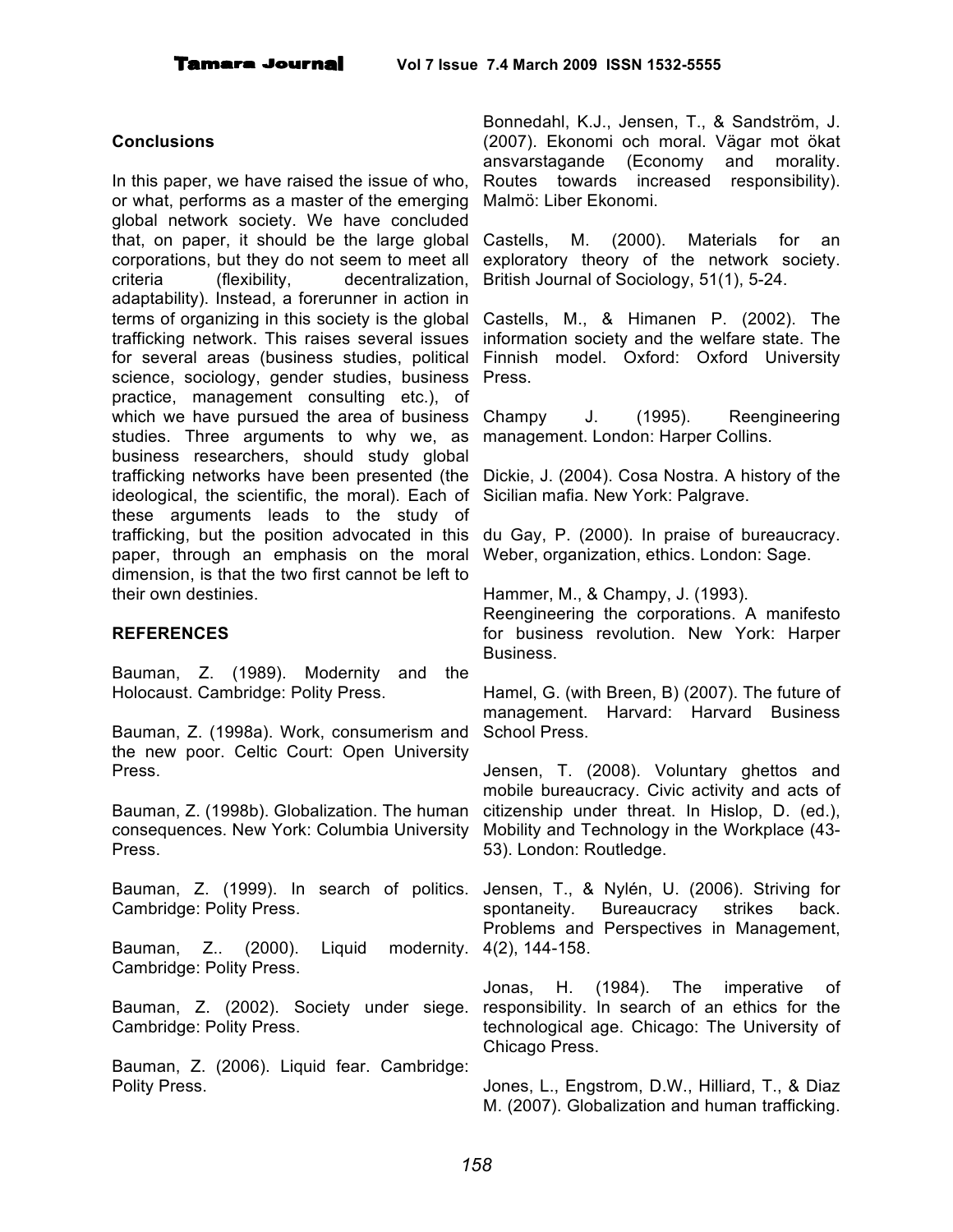## Conclusions

In this paper, we have raised the issue of who, or what, performs as a master of the emerging global network society. We have concluded that, on paper, it should be the large global corporations, but they do not seem to meet all criteria (flexibility, decentralization, adaptability). Instead, a forerunner in action in terms of organizing in this society is the global trafficking network. This raises several issues for several areas (business studies, political science, sociology, gender studies, business practice, management consulting etc.), of which we have pursued the area of business studies. Three arguments to why we, as business researchers, should study global trafficking networks have been presented (the ideological, the scientific, the moral). Each of these arguments leads to the study of trafficking, but the position advocated in this paper, through an emphasis on the moral dimension, is that the two first cannot be left to their own destinies.

## REFERENCES

Bauman, Z. (1989). Modernity and the Holocaust. Cambridge: Polity Press.

Bauman, Z. (1998a). Work, consumerism and the new poor. Celtic Court: Open University Press.

Bauman, Z. (1998b). Globalization. The human consequences. New York: Columbia University Press.

Bauman, Z. (1999). In search of politics. Cambridge: Polity Press.

Bauman, Z.. (2000). Liquid modernity. Cambridge: Polity Press.

Bauman, Z. (2002). Society under siege. Cambridge: Polity Press.

Bauman, Z. (2006). Liquid fear. Cambridge: Polity Press.

Bonnedahl, K.J., Jensen, T., & Sandström, J. (2007). Ekonomi och moral. Vägar mot ökat ansvarstagande (Economy and morality. Routes towards increased responsibility). Malmö: Liber Ekonomi.

Castells, M. (2000). Materials for an exploratory theory of the network society. British Journal of Sociology, 51(1), 5-24.

Castells, M., & Himanen P. (2002). The information society and the welfare state. The Finnish model. Oxford: Oxford University Press.

Champy J. (1995). Reengineering management. London: Harper Collins.

Dickie, J. (2004). Cosa Nostra. A history of the Sicilian mafia. New York: Palgrave.

du Gay, P. (2000). In praise of bureaucracy. Weber, organization, ethics. London: Sage.

Hammer, M., & Champy, J. (1993). Reengineering the corporations. A manifesto for business revolution. New York: Harper Business.

Hamel, G. (with Breen, B) (2007). The future of management. Harvard: Harvard Business School Press.

Jensen, T. (2008). Voluntary ghettos and mobile bureaucracy. Civic activity and acts of citizenship under threat. In Hislop, D. (ed.), Mobility and Technology in the Workplace (43-53). London: Routledge.

Jensen, T., & Nylén, U. (2006). Striving for spontaneity. Bureaucracy strikes back. Problems and Perspectives in Management, 4(2), 144-158.

Jonas, H. (1984). The imperative of responsibility. In search of an ethics for the technological age. Chicago: The University of Chicago Press.

Jones, L., Engstrom, D.W., Hilliard, T., & Diaz M. (2007). Globalization and human trafficking.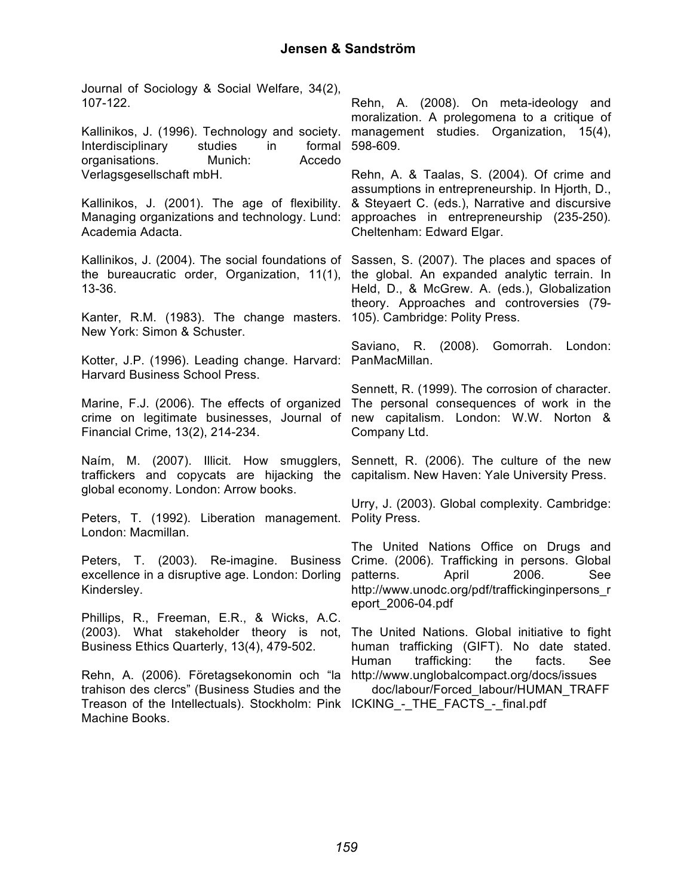Journal of Sociology & Social Welfare, 34(2), 107-122.

Kallinikos, J. (1996). Technology and society. Interdisciplinary studies in formal organisations. Munich: Accedo Verlagsgesellschaft mbH.

Kallinikos, J. (2001). The age of flexibility. Managing organizations and technology. Lund: Academia Adacta.

Kallinikos, J. (2004). The social foundations of the bureaucratic order, Organization, 11(1), 13-36.

Kanter, R.M. (1983). The change masters. New York: Simon & Schuster.

Kotter, J.P. (1996). Leading change. Harvard: Harvard Business School Press.

Marine, F.J. (2006). The effects of organized crime on legitimate businesses, Journal of Financial Crime, 13(2), 214-234.

Naím, M. (2007). Illicit. How smugglers, traffickers and copycats are hijacking the global economy. London: Arrow books.

Peters, T. (1992). Liberation management. London: Macmillan.

Peters, T. (2003). Re-imagine. Business excellence in a disruptive age. London: Dorling Kindersley.

Phillips, R., Freeman, E.R., & Wicks, A.C. (2003). What stakeholder theory is not, Business Ethics Quarterly, 13(4), 479-502.

Rehn, A. (2006). Företagsekonomin och "la trahison des clercs" (Business Studies and the Treason of the Intellectuals). Stockholm: Pink Machine Books.

Rehn, A. (2008). On meta-ideology and moralization. A prolegomena to a critique of management studies. Organization, 15(4), 598-609.

Rehn, A. & Taalas, S. (2004). Of crime and assumptions in entrepreneurship. In Hjorth, D., & Steyaert C. (eds.), Narrative and discursive approaches in entrepreneurship (235-250). Cheltenham: Edward Elgar.

Sassen, S. (2007). The places and spaces of the global. An expanded analytic terrain. In Held, D., & McGrew. A. (eds.), Globalization theory. Approaches and controversies (79-105). Cambridge: Polity Press.

Saviano, R. (2008). Gomorrah. London: PanMacMillan.

Sennett, R. (1999). The corrosion of character. The personal consequences of work in the new capitalism. London: W.W. Norton & Company Ltd.

Sennett, R. (2006). The culture of the new capitalism. New Haven: Yale University Press.

Urry, J. (2003). Global complexity. Cambridge: Polity Press.

The United Nations Office on Drugs and Crime. (2006). Trafficking in persons. Global patterns. April 2006. See http://www.unodc.org/pdf/traffickinginpersons_report_2006-04.pdf

The United Nations. Global initiative to fight human trafficking (GIFT). No date stated. Human trafficking: the facts. See http://www.unglobalcompact.org/docs/issues doc/labour/Forced_labour/HUMAN_TRAFFICKING_-_THE_FACTS_-_final.pdf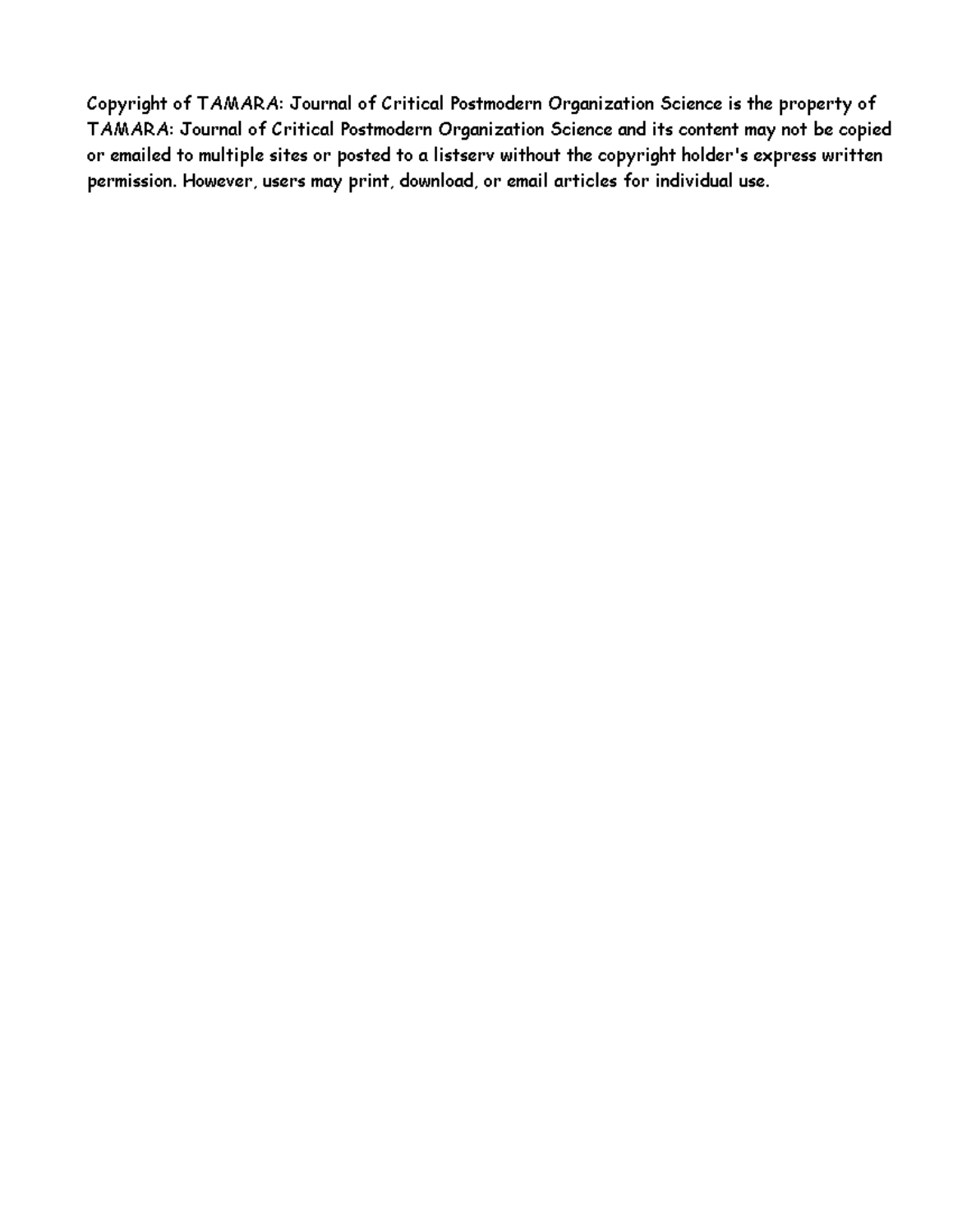Copyright of TAMARA: Journal of Critical Postmodern Organization Science is the property of TAMARA: Journal of Critical Postmodern Organization Science and its content may not be copied or emailed to multiple sites or posted to a listserv without the copyright holder's express written permission. However, users may print, download, or email articles for individual use.